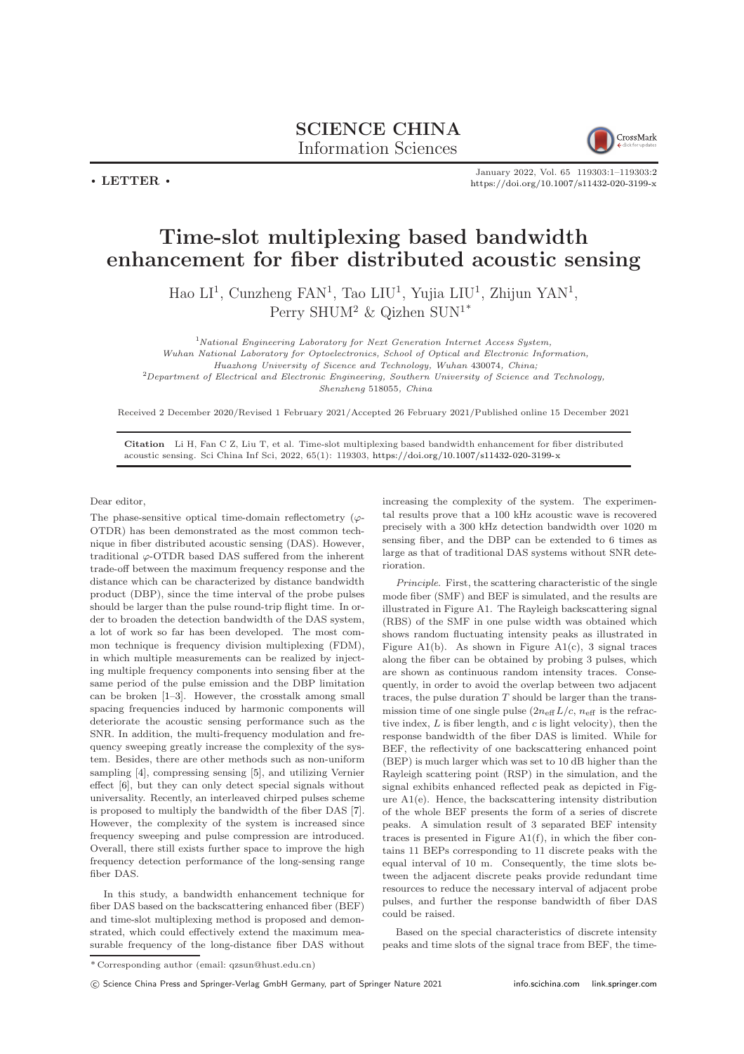**SCIENCE CHINA**
Information Sciences

• LETTER •

# Time-slot multiplexing based bandwidth enhancement for fiber distributed acoustic sensing

Hao LI[1], Cunzheng FAN[1], Tao LIU[1], Yujia LIU[1], Zhijun YAN[1], Perry SHUM[2] & Qizhen SUN[1*]

[1]*National Engineering Laboratory for Next Generation Internet Access System, Wuhan National Laboratory for Optoelectronics, School of Optical and Electronic Information, Huazhong University of Sicence and Technology, Wuhan 430074, China;*
[2]*Department of Electrical and Electronic Engineering, Southern University of Science and Technology, Shenzheng 518055, China*

Received 2 December 2020/Revised 1 February 2021/Accepted 26 February 2021/Published online 15 December 2021

**Citation** Li H, Fan C Z, Liu T, et al. Time-slot multiplexing based bandwidth enhancement for fiber distributed acoustic sensing. Sci China Inf Sci, 2022, 65(1): 119303, https://doi.org/10.1007/s11432-020-3199-x

Dear editor,

The phase-sensitive optical time-domain reflectometry ($\varphi$-OTDR) has been demonstrated as the most common technique in fiber distributed acoustic sensing (DAS). However, traditional $\varphi$-OTDR based DAS suffered from the inherent trade-off between the maximum frequency response and the distance which can be characterized by distance bandwidth product (DBP), since the time interval of the probe pulses should be larger than the pulse round-trip flight time. In order to broaden the detection bandwidth of the DAS system, a lot of work so far has been developed. The most common technique is frequency division multiplexing (FDM), in which multiple measurements can be realized by injecting multiple frequency components into sensing fiber at the same period of the pulse emission and the DBP limitation can be broken [1–3]. However, the crosstalk among small spacing frequencies induced by harmonic components will deteriorate the acoustic sensing performance such as the SNR. In addition, the multi-frequency modulation and frequency sweeping greatly increase the complexity of the system. Besides, there are other methods such as non-uniform sampling [4], compressing sensing [5], and utilizing Vernier effect [6], but they can only detect special signals without universality. Recently, an interleaved chirped pulses scheme is proposed to multiply the bandwidth of the fiber DAS [7]. However, the complexity of the system is increased since frequency sweeping and pulse compression are introduced. Overall, there still exists further space to improve the high frequency detection performance of the long-sensing range fiber DAS.

In this study, a bandwidth enhancement technique for fiber DAS based on the backscattering enhanced fiber (BEF) and time-slot multiplexing method is proposed and demonstrated, which could effectively extend the maximum measurable frequency of the long-distance fiber DAS without increasing the complexity of the system. The experimental results prove that a 100 kHz acoustic wave is recovered precisely with a 300 kHz detection bandwidth over 1020 m sensing fiber, and the DBP can be extended to 6 times as large as that of traditional DAS systems without SNR deterioration.

*Principle.* First, the scattering characteristic of the single mode fiber (SMF) and BEF is simulated, and the results are illustrated in Figure A1. The Rayleigh backscattering signal (RBS) of the SMF in one pulse width was obtained which shows random fluctuating intensity peaks as illustrated in Figure A1(b). As shown in Figure A1(c), 3 signal traces along the fiber can be obtained by probing 3 pulses, which are shown as continuous random intensity traces. Consequently, in order to avoid the overlap between two adjacent traces, the pulse duration $T$ should be larger than the transmission time of one single pulse ($2n_{\rm eff}L/c$, $n_{\rm eff}$ is the refractive index, $L$ is fiber length, and $c$ is light velocity), then the response bandwidth of the fiber DAS is limited. While for BEF, the reflectivity of one backscattering enhanced point (BEP) is much larger which was set to 10 dB higher than the Rayleigh scattering point (RSP) in the simulation, and the signal exhibits enhanced reflected peak as depicted in Figure A1(e). Hence, the backscattering intensity distribution of the whole BEF presents the form of a series of discrete peaks. A simulation result of 3 separated BEF intensity traces is presented in Figure A1(f), in which the fiber contains 11 BEPs corresponding to 11 discrete peaks with the equal interval of 10 m. Consequently, the time slots between the adjacent discrete peaks provide redundant time resources to reduce the necessary interval of adjacent probe pulses, and further the response bandwidth of fiber DAS could be raised.

Based on the special characteristics of discrete intensity peaks and time slots of the signal trace from BEF, the time-

\* Corresponding author (email: qzsun@hust.edu.cn)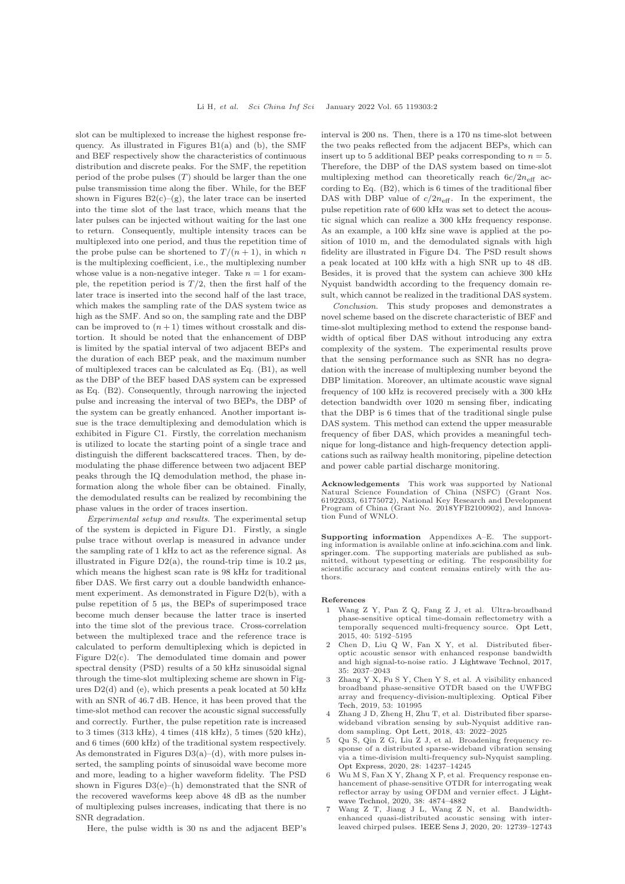slot can be multiplexed to increase the highest response frequency. As illustrated in Figures B1(a) and (b), the SMF and BEF respectively show the characteristics of continuous distribution and discrete peaks. For the SMF, the repetition period of the probe pulses ($T$) should be larger than the one pulse transmission time along the fiber. While, for the BEF shown in Figures B2(c)–(g), the later trace can be inserted into the time slot of the last trace, which means that the later pulses can be injected without waiting for the last one to return. Consequently, multiple intensity traces can be multiplexed into one period, and thus the repetition time of the probe pulse can be shortened to $T/(n + 1)$, in which $n$ is the multiplexing coefficient, i.e., the multiplexing number whose value is a non-negative integer. Take $n = 1$ for example, the repetition period is $T/2$, then the first half of the later trace is inserted into the second half of the last trace, which makes the sampling rate of the DAS system twice as high as the SMF. And so on, the sampling rate and the DBP can be improved to $(n + 1)$ times without crosstalk and distortion. It should be noted that the enhancement of DBP is limited by the spatial interval of two adjacent BEPs and the duration of each BEP peak, and the maximum number of multiplexed traces can be calculated as Eq. (B1), as well as the DBP of the BEF based DAS system can be expressed as Eq. (B2). Consequently, through narrowing the injected pulse and increasing the interval of two BEPs, the DBP of the system can be greatly enhanced. Another important issue is the trace demultiplexing and demodulation which is exhibited in Figure C1. Firstly, the correlation mechanism is utilized to locate the starting point of a single trace and distinguish the different backscattered traces. Then, by demodulating the phase difference between two adjacent BEP peaks through the IQ demodulation method, the phase information along the whole fiber can be obtained. Finally, the demodulated results can be realized by recombining the phase values in the order of traces insertion.

*Experimental setup and results.* The experimental setup of the system is depicted in Figure D1. Firstly, a single pulse trace without overlap is measured in advance under the sampling rate of 1 kHz to act as the reference signal. As illustrated in Figure D2(a), the round-trip time is 10.2 µs, which means the highest scan rate is 98 kHz for traditional fiber DAS. We first carry out a double bandwidth enhancement experiment. As demonstrated in Figure D2(b), with a pulse repetition of 5 µs, the BEPs of superimposed trace become much denser because the latter trace is inserted into the time slot of the previous trace. Cross-correlation between the multiplexed trace and the reference trace is calculated to perform demultiplexing which is depicted in Figure D2(c). The demodulated time domain and power spectral density (PSD) results of a 50 kHz sinusoidal signal through the time-slot multiplexing scheme are shown in Figures D2(d) and (e), which presents a peak located at 50 kHz with an SNR of 46.7 dB. Hence, it has been proved that the time-slot method can recover the acoustic signal successfully and correctly. Further, the pulse repetition rate is increased to 3 times (313 kHz), 4 times (418 kHz), 5 times (520 kHz), and 6 times (600 kHz) of the traditional system respectively. As demonstrated in Figures D3(a)–(d), with more pulses inserted, the sampling points of sinusoidal wave become more and more, leading to a higher waveform fidelity. The PSD shown in Figures D3(e)–(h) demonstrated that the SNR of the recovered waveforms keep above 48 dB as the number of multiplexing pulses increases, indicating that there is no SNR degradation.

Here, the pulse width is 30 ns and the adjacent BEP's interval is 200 ns. Then, there is a 170 ns time-slot between the two peaks reflected from the adjacent BEPs, which can insert up to 5 additional BEP peaks corresponding to $n = 5$. Therefore, the DBP of the DAS system based on time-slot multiplexing method can theoretically reach $6c/2n_{\rm eff}$ according to Eq. (B2), which is 6 times of the traditional fiber DAS with DBP value of $c/2n_{\rm eff}$. In the experiment, the pulse repetition rate of 600 kHz was set to detect the acoustic signal which can realize a 300 kHz frequency response. As an example, a 100 kHz sine wave is applied at the position of 1010 m, and the demodulated signals with high fidelity are illustrated in Figure D4. The PSD result shows a peak located at 100 kHz with a high SNR up to 48 dB. Besides, it is proved that the system can achieve 300 kHz Nyquist bandwidth according to the frequency domain result, which cannot be realized in the traditional DAS system.

*Conclusion.* This study proposes and demonstrates a novel scheme based on the discrete characteristic of BEF and time-slot multiplexing method to extend the response bandwidth of optical fiber DAS without introducing any extra complexity of the system. The experimental results prove that the sensing performance such as SNR has no degradation with the increase of multiplexing number beyond the DBP limitation. Moreover, an ultimate acoustic wave signal frequency of 100 kHz is recovered precisely with a 300 kHz detection bandwidth over 1020 m sensing fiber, indicating that the DBP is 6 times that of the traditional single pulse DAS system. This method can extend the upper measurable frequency of fiber DAS, which provides a meaningful technique for long-distance and high-frequency detection applications such as railway health monitoring, pipeline detection and power cable partial discharge monitoring.

**Acknowledgements** This work was supported by National Natural Science Foundation of China (NSFC) (Grant Nos. 61922033, 61775072), National Key Research and Development Program of China (Grant No. 2018YFB2100902), and Innovation Fund of WNLO.

**Supporting information** Appendixes A–E. The supporting information is available online at info.scichina.com and link.springer.com. The supporting materials are published as submitted, without typesetting or editing. The responsibility for scientific accuracy and content remains entirely with the authors.

**References**

1. Wang Z Y, Pan Z Q, Fang Z J, et al. Ultra-broadband phase-sensitive optical time-domain reflectometry with a temporally sequenced multi-frequency source. Opt Lett, 2015, 40: 5192–5195
2. Chen D, Liu Q W, Fan X Y, et al. Distributed fiber-optic acoustic sensor with enhanced response bandwidth and high signal-to-noise ratio. J Lightwave Technol, 2017, 35: 2037–2043
3. Zhang Y X, Fu S Y, Chen Y S, et al. A visibility enhanced broadband phase-sensitive OTDR based on the UWFBG array and frequency-division-multiplexing. Optical Fiber Tech, 2019, 53: 101995
4. Zhang J D, Zheng H, Zhu T, et al. Distributed fiber sparse-wideband vibration sensing by sub-Nyquist additive random sampling. Opt Lett, 2018, 43: 2022–2025
5. Qu S, Qin Z G, Liu Z J, et al. Broadening frequency response of a distributed sparse-wideband vibration sensing via a time-division multi-frequency sub-Nyquist sampling. Opt Express, 2020, 28: 14237–14245
6. Wu M S, Fan X Y, Zhang X P, et al. Frequency response enhancement of phase-sensitive OTDR for interrogating weak reflector array by using OFDM and vernier effect. J Lightwave Technol, 2020, 38: 4874–4882
7. Wang Z T, Jiang J L, Wang Z N, et al. Bandwidth-enhanced quasi-distributed acoustic sensing with interleaved chirped pulses. IEEE Sens J, 2020, 20: 12739–12743